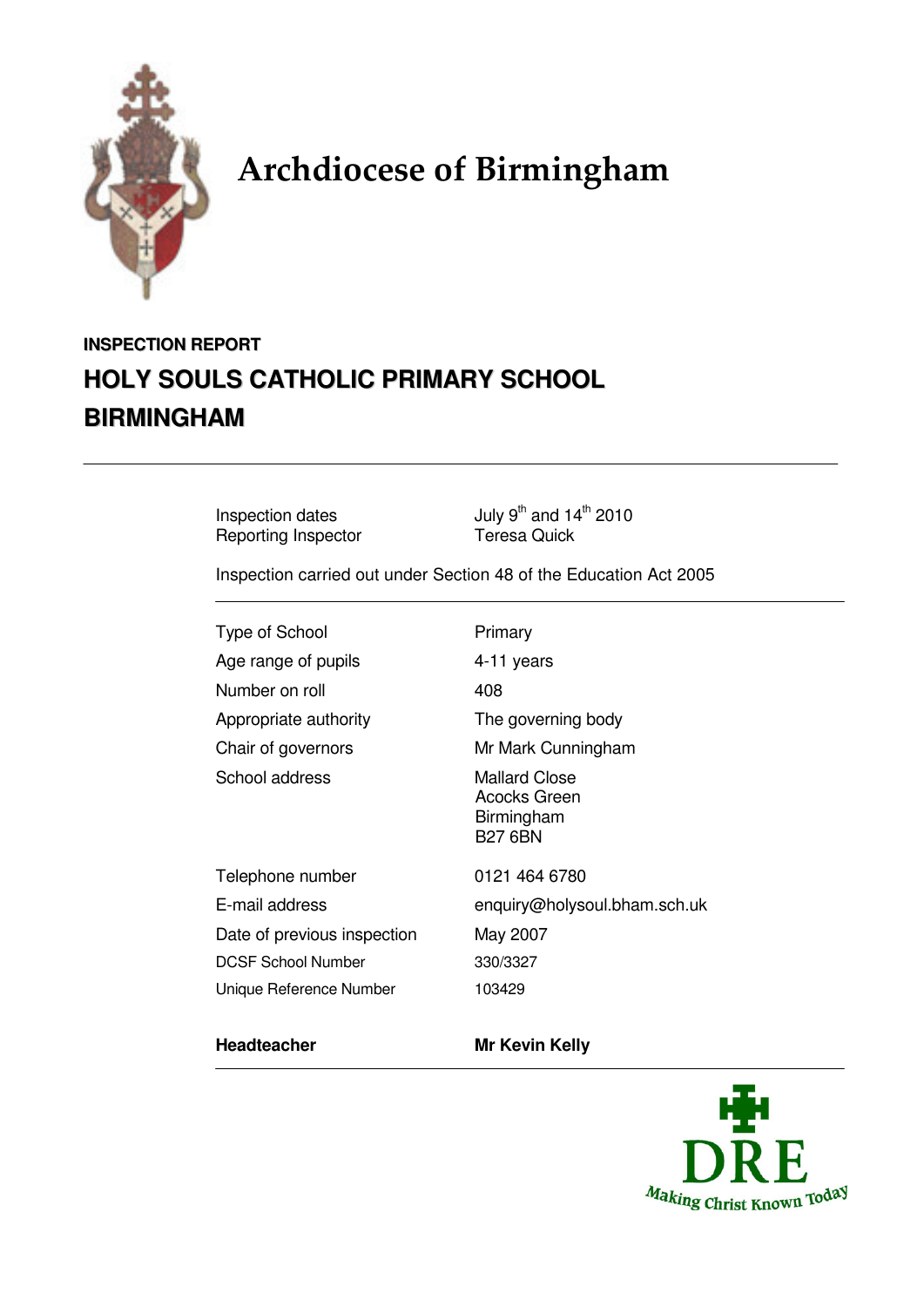# Archdiocese of Birmingham

**INSPECTION REPORT**

## HOLY SOULS CATHOLIC PRIMARY SCHOOL BIRMINGHAM

---

| | |
|---|---|
| Inspection dates | July 9th and 14th 2010 |
| Reporting Inspector | Teresa Quick |

Inspection carried out under Section 48 of the Education Act 2005

---

| | |
|---|---|
| Type of School | Primary |
| Age range of pupils | 4-11 years |
| Number on roll | 408 |
| Appropriate authority | The governing body |
| Chair of governors | Mr Mark Cunningham |
| School address | Mallard Close<br>Acocks Green<br>Birmingham<br>B27 6BN |
| Telephone number | 0121 464 6780 |
| E-mail address | enquiry@holysoul.bham.sch.uk |
| Date of previous inspection | May 2007 |
| DCSF School Number | 330/3327 |
| Unique Reference Number | 103429 |
| **Headteacher** | **Mr Kevin Kelly** |

---

DRE
Making Christ Known Today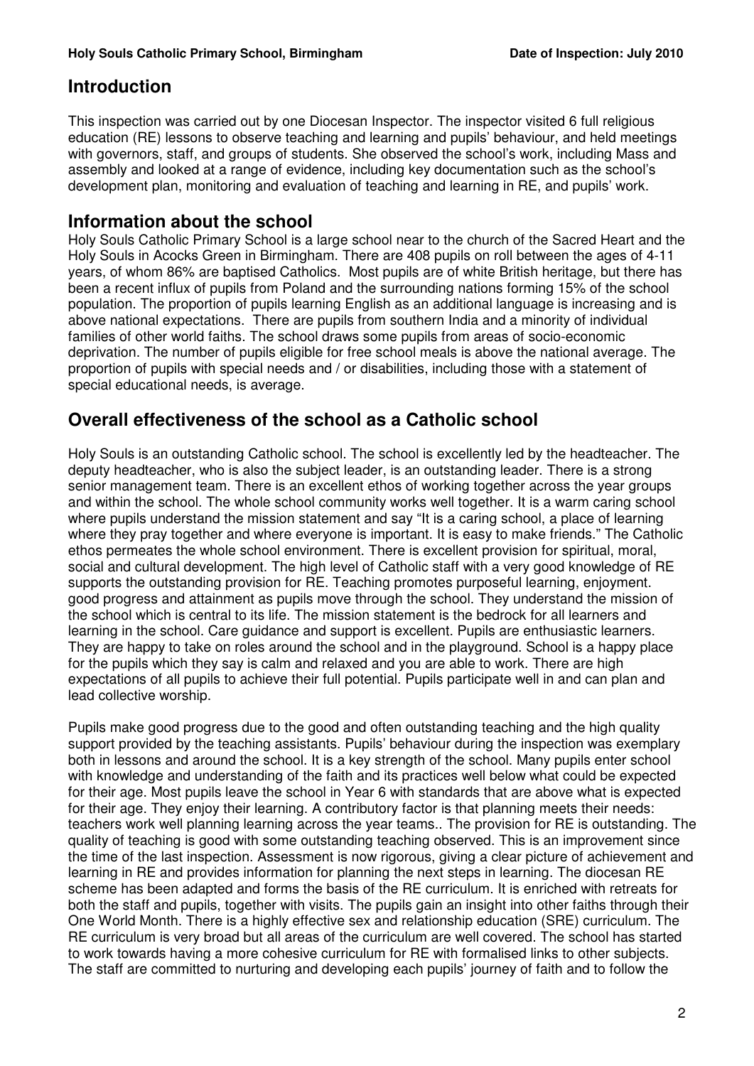## Introduction

This inspection was carried out by one Diocesan Inspector. The inspector visited 6 full religious education (RE) lessons to observe teaching and learning and pupils' behaviour, and held meetings with governors, staff, and groups of students. She observed the school's work, including Mass and assembly and looked at a range of evidence, including key documentation such as the school's development plan, monitoring and evaluation of teaching and learning in RE, and pupils' work.

## Information about the school

Holy Souls Catholic Primary School is a large school near to the church of the Sacred Heart and the Holy Souls in Acocks Green in Birmingham. There are 408 pupils on roll between the ages of 4-11 years, of whom 86% are baptised Catholics. Most pupils are of white British heritage, but there has been a recent influx of pupils from Poland and the surrounding nations forming 15% of the school population. The proportion of pupils learning English as an additional language is increasing and is above national expectations. There are pupils from southern India and a minority of individual families of other world faiths. The school draws some pupils from areas of socio-economic deprivation. The number of pupils eligible for free school meals is above the national average. The proportion of pupils with special needs and / or disabilities, including those with a statement of special educational needs, is average.

## Overall effectiveness of the school as a Catholic school

Holy Souls is an outstanding Catholic school. The school is excellently led by the headteacher. The deputy headteacher, who is also the subject leader, is an outstanding leader. There is a strong senior management team. There is an excellent ethos of working together across the year groups and within the school. The whole school community works well together. It is a warm caring school where pupils understand the mission statement and say "It is a caring school, a place of learning where they pray together and where everyone is important. It is easy to make friends." The Catholic ethos permeates the whole school environment. There is excellent provision for spiritual, moral, social and cultural development. The high level of Catholic staff with a very good knowledge of RE supports the outstanding provision for RE. Teaching promotes purposeful learning, enjoyment. good progress and attainment as pupils move through the school. They understand the mission of the school which is central to its life. The mission statement is the bedrock for all learners and learning in the school. Care guidance and support is excellent. Pupils are enthusiastic learners. They are happy to take on roles around the school and in the playground. School is a happy place for the pupils which they say is calm and relaxed and you are able to work. There are high expectations of all pupils to achieve their full potential. Pupils participate well in and can plan and lead collective worship.

Pupils make good progress due to the good and often outstanding teaching and the high quality support provided by the teaching assistants. Pupils' behaviour during the inspection was exemplary both in lessons and around the school. It is a key strength of the school. Many pupils enter school with knowledge and understanding of the faith and its practices well below what could be expected for their age. Most pupils leave the school in Year 6 with standards that are above what is expected for their age. They enjoy their learning. A contributory factor is that planning meets their needs: teachers work well planning learning across the year teams.. The provision for RE is outstanding. The quality of teaching is good with some outstanding teaching observed. This is an improvement since the time of the last inspection. Assessment is now rigorous, giving a clear picture of achievement and learning in RE and provides information for planning the next steps in learning. The diocesan RE scheme has been adapted and forms the basis of the RE curriculum. It is enriched with retreats for both the staff and pupils, together with visits. The pupils gain an insight into other faiths through their One World Month. There is a highly effective sex and relationship education (SRE) curriculum. The RE curriculum is very broad but all areas of the curriculum are well covered. The school has started to work towards having a more cohesive curriculum for RE with formalised links to other subjects. The staff are committed to nurturing and developing each pupils' journey of faith and to follow the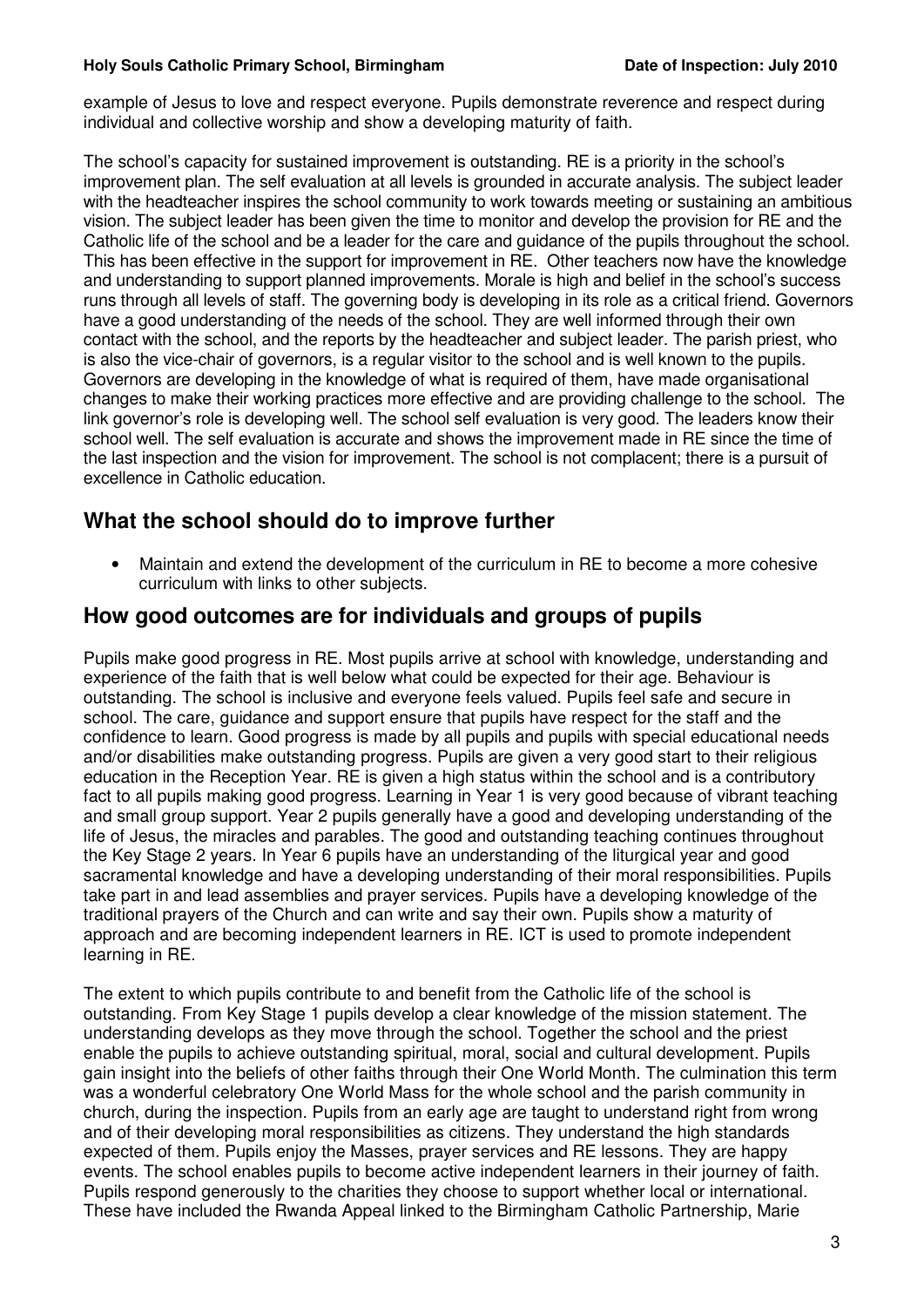example of Jesus to love and respect everyone. Pupils demonstrate reverence and respect during individual and collective worship and show a developing maturity of faith.

The school's capacity for sustained improvement is outstanding. RE is a priority in the school's improvement plan. The self evaluation at all levels is grounded in accurate analysis. The subject leader with the headteacher inspires the school community to work towards meeting or sustaining an ambitious vision. The subject leader has been given the time to monitor and develop the provision for RE and the Catholic life of the school and be a leader for the care and guidance of the pupils throughout the school. This has been effective in the support for improvement in RE. Other teachers now have the knowledge and understanding to support planned improvements. Morale is high and belief in the school's success runs through all levels of staff. The governing body is developing in its role as a critical friend. Governors have a good understanding of the needs of the school. They are well informed through their own contact with the school, and the reports by the headteacher and subject leader. The parish priest, who is also the vice-chair of governors, is a regular visitor to the school and is well known to the pupils. Governors are developing in the knowledge of what is required of them, have made organisational changes to make their working practices more effective and are providing challenge to the school. The link governor's role is developing well. The school self evaluation is very good. The leaders know their school well. The self evaluation is accurate and shows the improvement made in RE since the time of the last inspection and the vision for improvement. The school is not complacent; there is a pursuit of excellence in Catholic education.

## What the school should do to improve further

- Maintain and extend the development of the curriculum in RE to become a more cohesive curriculum with links to other subjects.

## How good outcomes are for individuals and groups of pupils

Pupils make good progress in RE. Most pupils arrive at school with knowledge, understanding and experience of the faith that is well below what could be expected for their age. Behaviour is outstanding. The school is inclusive and everyone feels valued. Pupils feel safe and secure in school. The care, guidance and support ensure that pupils have respect for the staff and the confidence to learn. Good progress is made by all pupils and pupils with special educational needs and/or disabilities make outstanding progress. Pupils are given a very good start to their religious education in the Reception Year. RE is given a high status within the school and is a contributory fact to all pupils making good progress. Learning in Year 1 is very good because of vibrant teaching and small group support. Year 2 pupils generally have a good and developing understanding of the life of Jesus, the miracles and parables. The good and outstanding teaching continues throughout the Key Stage 2 years. In Year 6 pupils have an understanding of the liturgical year and good sacramental knowledge and have a developing understanding of their moral responsibilities. Pupils take part in and lead assemblies and prayer services. Pupils have a developing knowledge of the traditional prayers of the Church and can write and say their own. Pupils show a maturity of approach and are becoming independent learners in RE. ICT is used to promote independent learning in RE.

The extent to which pupils contribute to and benefit from the Catholic life of the school is outstanding. From Key Stage 1 pupils develop a clear knowledge of the mission statement. The understanding develops as they move through the school. Together the school and the priest enable the pupils to achieve outstanding spiritual, moral, social and cultural development. Pupils gain insight into the beliefs of other faiths through their One World Month. The culmination this term was a wonderful celebratory One World Mass for the whole school and the parish community in church, during the inspection. Pupils from an early age are taught to understand right from wrong and of their developing moral responsibilities as citizens. They understand the high standards expected of them. Pupils enjoy the Masses, prayer services and RE lessons. They are happy events. The school enables pupils to become active independent learners in their journey of faith. Pupils respond generously to the charities they choose to support whether local or international. These have included the Rwanda Appeal linked to the Birmingham Catholic Partnership, Marie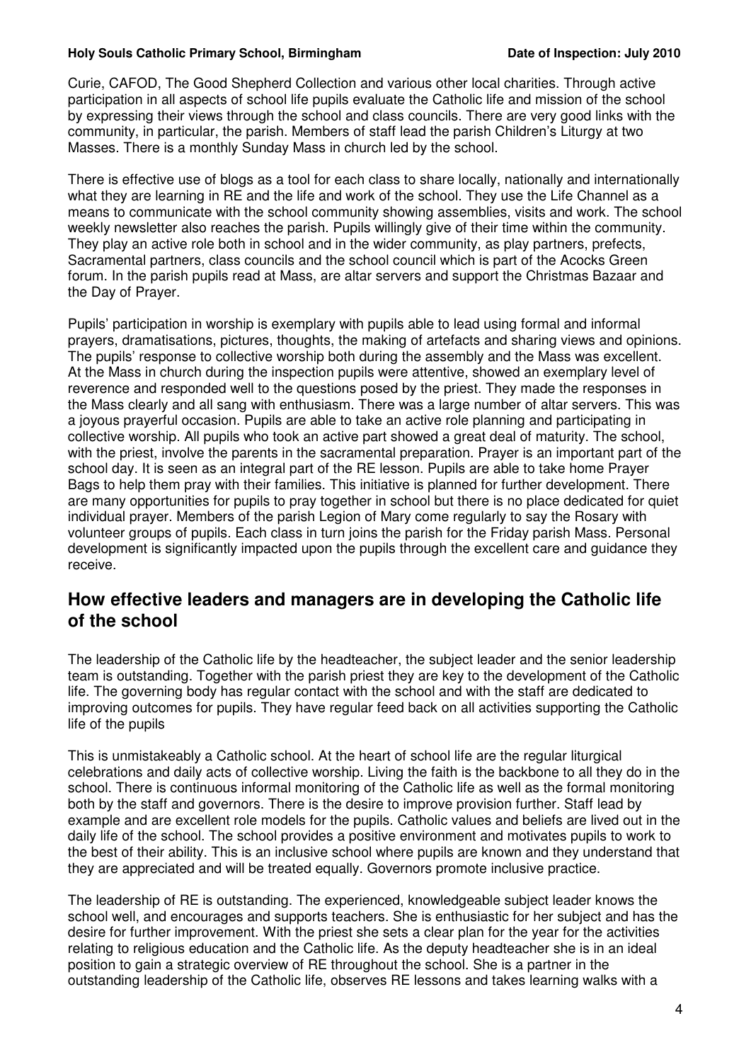Curie, CAFOD, The Good Shepherd Collection and various other local charities. Through active participation in all aspects of school life pupils evaluate the Catholic life and mission of the school by expressing their views through the school and class councils. There are very good links with the community, in particular, the parish. Members of staff lead the parish Children's Liturgy at two Masses. There is a monthly Sunday Mass in church led by the school.

There is effective use of blogs as a tool for each class to share locally, nationally and internationally what they are learning in RE and the life and work of the school. They use the Life Channel as a means to communicate with the school community showing assemblies, visits and work. The school weekly newsletter also reaches the parish. Pupils willingly give of their time within the community. They play an active role both in school and in the wider community, as play partners, prefects, Sacramental partners, class councils and the school council which is part of the Acocks Green forum. In the parish pupils read at Mass, are altar servers and support the Christmas Bazaar and the Day of Prayer.

Pupils' participation in worship is exemplary with pupils able to lead using formal and informal prayers, dramatisations, pictures, thoughts, the making of artefacts and sharing views and opinions. The pupils' response to collective worship both during the assembly and the Mass was excellent. At the Mass in church during the inspection pupils were attentive, showed an exemplary level of reverence and responded well to the questions posed by the priest. They made the responses in the Mass clearly and all sang with enthusiasm. There was a large number of altar servers. This was a joyous prayerful occasion. Pupils are able to take an active role planning and participating in collective worship. All pupils who took an active part showed a great deal of maturity. The school, with the priest, involve the parents in the sacramental preparation. Prayer is an important part of the school day. It is seen as an integral part of the RE lesson. Pupils are able to take home Prayer Bags to help them pray with their families. This initiative is planned for further development. There are many opportunities for pupils to pray together in school but there is no place dedicated for quiet individual prayer. Members of the parish Legion of Mary come regularly to say the Rosary with volunteer groups of pupils. Each class in turn joins the parish for the Friday parish Mass. Personal development is significantly impacted upon the pupils through the excellent care and guidance they receive.

## How effective leaders and managers are in developing the Catholic life of the school

The leadership of the Catholic life by the headteacher, the subject leader and the senior leadership team is outstanding. Together with the parish priest they are key to the development of the Catholic life. The governing body has regular contact with the school and with the staff are dedicated to improving outcomes for pupils. They have regular feed back on all activities supporting the Catholic life of the pupils

This is unmistakeably a Catholic school. At the heart of school life are the regular liturgical celebrations and daily acts of collective worship. Living the faith is the backbone to all they do in the school. There is continuous informal monitoring of the Catholic life as well as the formal monitoring both by the staff and governors. There is the desire to improve provision further. Staff lead by example and are excellent role models for the pupils. Catholic values and beliefs are lived out in the daily life of the school. The school provides a positive environment and motivates pupils to work to the best of their ability. This is an inclusive school where pupils are known and they understand that they are appreciated and will be treated equally. Governors promote inclusive practice.

The leadership of RE is outstanding. The experienced, knowledgeable subject leader knows the school well, and encourages and supports teachers. She is enthusiastic for her subject and has the desire for further improvement. With the priest she sets a clear plan for the year for the activities relating to religious education and the Catholic life. As the deputy headteacher she is in an ideal position to gain a strategic overview of RE throughout the school. She is a partner in the outstanding leadership of the Catholic life, observes RE lessons and takes learning walks with a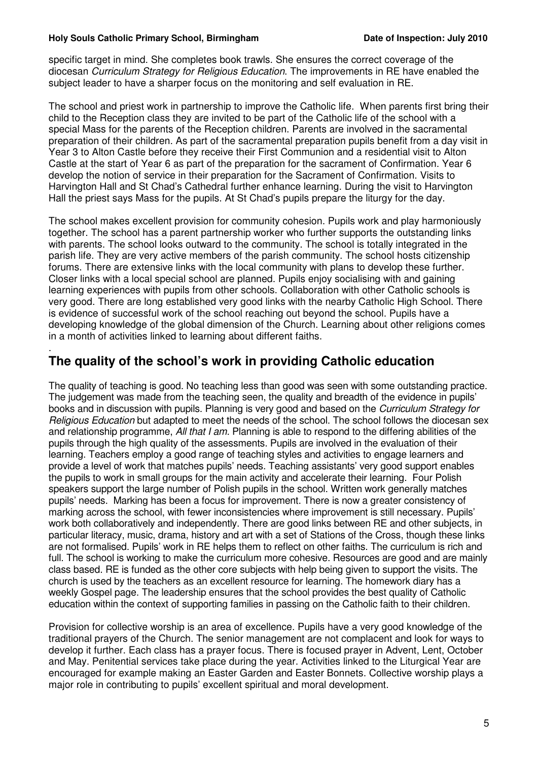specific target in mind. She completes book trawls. She ensures the correct coverage of the diocesan *Curriculum Strategy for Religious Education*. The improvements in RE have enabled the subject leader to have a sharper focus on the monitoring and self evaluation in RE.

The school and priest work in partnership to improve the Catholic life. When parents first bring their child to the Reception class they are invited to be part of the Catholic life of the school with a special Mass for the parents of the Reception children. Parents are involved in the sacramental preparation of their children. As part of the sacramental preparation pupils benefit from a day visit in Year 3 to Alton Castle before they receive their First Communion and a residential visit to Alton Castle at the start of Year 6 as part of the preparation for the sacrament of Confirmation. Year 6 develop the notion of service in their preparation for the Sacrament of Confirmation. Visits to Harvington Hall and St Chad's Cathedral further enhance learning. During the visit to Harvington Hall the priest says Mass for the pupils. At St Chad's pupils prepare the liturgy for the day.

The school makes excellent provision for community cohesion. Pupils work and play harmoniously together. The school has a parent partnership worker who further supports the outstanding links with parents. The school looks outward to the community. The school is totally integrated in the parish life. They are very active members of the parish community. The school hosts citizenship forums. There are extensive links with the local community with plans to develop these further. Closer links with a local special school are planned. Pupils enjoy socialising with and gaining learning experiences with pupils from other schools. Collaboration with other Catholic schools is very good. There are long established very good links with the nearby Catholic High School. There is evidence of successful work of the school reaching out beyond the school. Pupils have a developing knowledge of the global dimension of the Church. Learning about other religions comes in a month of activities linked to learning about different faiths.

## The quality of the school's work in providing Catholic education

The quality of teaching is good. No teaching less than good was seen with some outstanding practice. The judgement was made from the teaching seen, the quality and breadth of the evidence in pupils' books and in discussion with pupils. Planning is very good and based on the *Curriculum Strategy for Religious Education* but adapted to meet the needs of the school. The school follows the diocesan sex and relationship programme, *All that I am*. Planning is able to respond to the differing abilities of the pupils through the high quality of the assessments. Pupils are involved in the evaluation of their learning. Teachers employ a good range of teaching styles and activities to engage learners and provide a level of work that matches pupils' needs. Teaching assistants' very good support enables the pupils to work in small groups for the main activity and accelerate their learning. Four Polish speakers support the large number of Polish pupils in the school. Written work generally matches pupils' needs. Marking has been a focus for improvement. There is now a greater consistency of marking across the school, with fewer inconsistencies where improvement is still necessary. Pupils' work both collaboratively and independently. There are good links between RE and other subjects, in particular literacy, music, drama, history and art with a set of Stations of the Cross, though these links are not formalised. Pupils' work in RE helps them to reflect on other faiths. The curriculum is rich and full. The school is working to make the curriculum more cohesive. Resources are good and are mainly class based. RE is funded as the other core subjects with help being given to support the visits. The church is used by the teachers as an excellent resource for learning. The homework diary has a weekly Gospel page. The leadership ensures that the school provides the best quality of Catholic education within the context of supporting families in passing on the Catholic faith to their children.

Provision for collective worship is an area of excellence. Pupils have a very good knowledge of the traditional prayers of the Church. The senior management are not complacent and look for ways to develop it further. Each class has a prayer focus. There is focused prayer in Advent, Lent, October and May. Penitential services take place during the year. Activities linked to the Liturgical Year are encouraged for example making an Easter Garden and Easter Bonnets. Collective worship plays a major role in contributing to pupils' excellent spiritual and moral development.